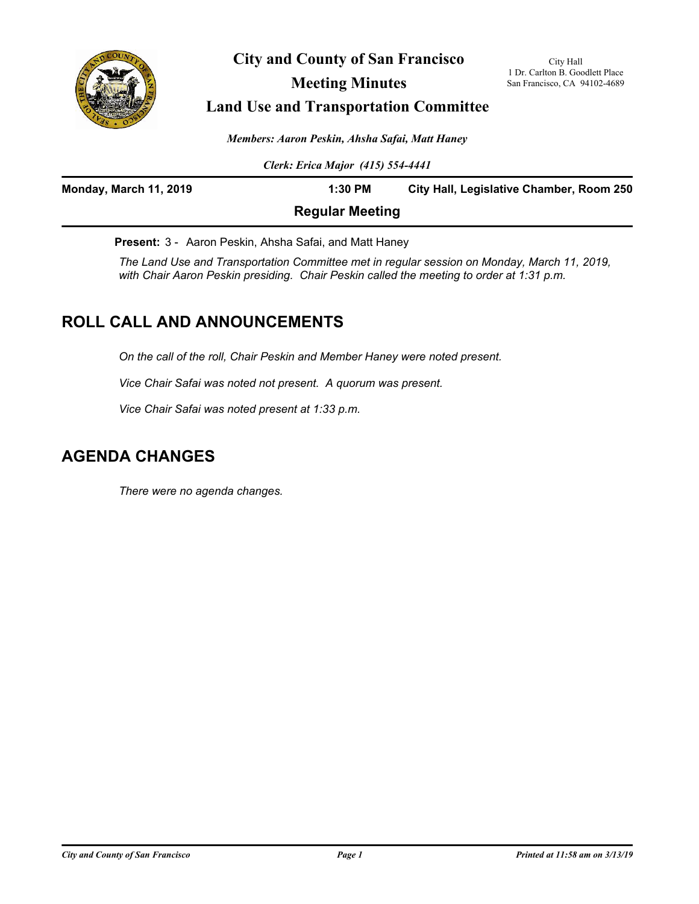# City and County of San Francisco

## Meeting Minutes

## Land Use and Transportation Committee

City Hall
1 Dr. Carlton B. Goodlett Place
San Francisco, CA 94102-4689

*Members: Aaron Peskin, Ahsha Safai, Matt Haney*

*Clerk: Erica Major (415) 554-4441*

**Monday, March 11, 2019** **1:30 PM** **City Hall, Legislative Chamber, Room 250**

**Regular Meeting**

**Present:** 3 - Aaron Peskin, Ahsha Safai, and Matt Haney

*The Land Use and Transportation Committee met in regular session on Monday, March 11, 2019, with Chair Aaron Peskin presiding. Chair Peskin called the meeting to order at 1:31 p.m.*

## ROLL CALL AND ANNOUNCEMENTS

*On the call of the roll, Chair Peskin and Member Haney were noted present.*

*Vice Chair Safai was noted not present. A quorum was present.*

*Vice Chair Safai was noted present at 1:33 p.m.*

## AGENDA CHANGES

*There were no agenda changes.*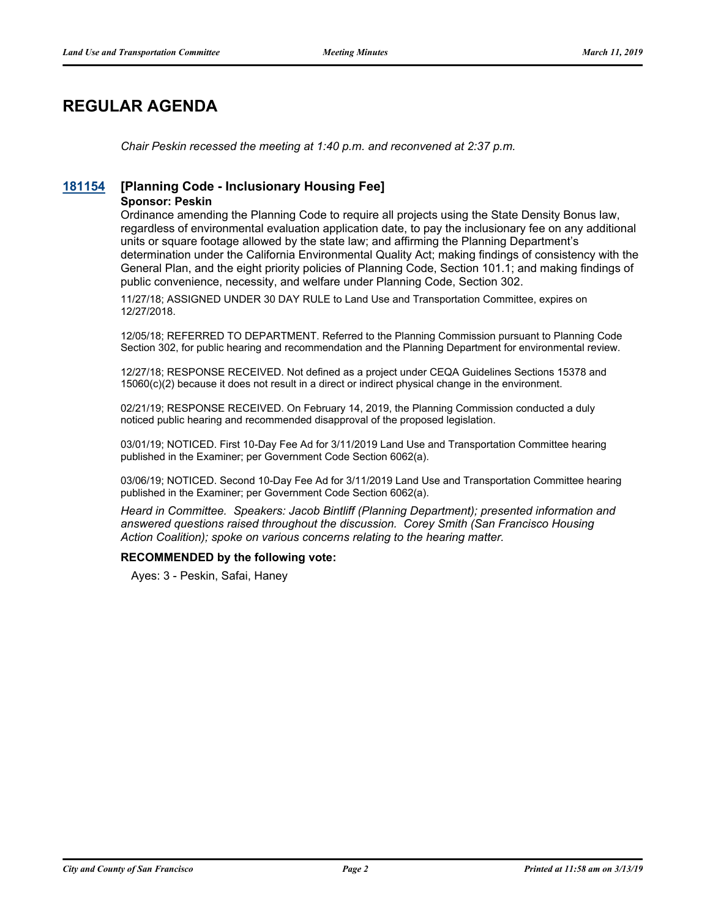# REGULAR AGENDA

*Chair Peskin recessed the meeting at 1:40 p.m. and reconvened at 2:37 p.m.*

## 181154 [Planning Code - Inclusionary Housing Fee]

**Sponsor: Peskin**

Ordinance amending the Planning Code to require all projects using the State Density Bonus law, regardless of environmental evaluation application date, to pay the inclusionary fee on any additional units or square footage allowed by the state law; and affirming the Planning Department's determination under the California Environmental Quality Act; making findings of consistency with the General Plan, and the eight priority policies of Planning Code, Section 101.1; and making findings of public convenience, necessity, and welfare under Planning Code, Section 302.

11/27/18; ASSIGNED UNDER 30 DAY RULE to Land Use and Transportation Committee, expires on 12/27/2018.

12/05/18; REFERRED TO DEPARTMENT. Referred to the Planning Commission pursuant to Planning Code Section 302, for public hearing and recommendation and the Planning Department for environmental review.

12/27/18; RESPONSE RECEIVED. Not defined as a project under CEQA Guidelines Sections 15378 and 15060(c)(2) because it does not result in a direct or indirect physical change in the environment.

02/21/19; RESPONSE RECEIVED. On February 14, 2019, the Planning Commission conducted a duly noticed public hearing and recommended disapproval of the proposed legislation.

03/01/19; NOTICED. First 10-Day Fee Ad for 3/11/2019 Land Use and Transportation Committee hearing published in the Examiner; per Government Code Section 6062(a).

03/06/19; NOTICED. Second 10-Day Fee Ad for 3/11/2019 Land Use and Transportation Committee hearing published in the Examiner; per Government Code Section 6062(a).

*Heard in Committee. Speakers: Jacob Bintliff (Planning Department); presented information and answered questions raised throughout the discussion. Corey Smith (San Francisco Housing Action Coalition); spoke on various concerns relating to the hearing matter.*

**RECOMMENDED by the following vote:**

Ayes: 3 - Peskin, Safai, Haney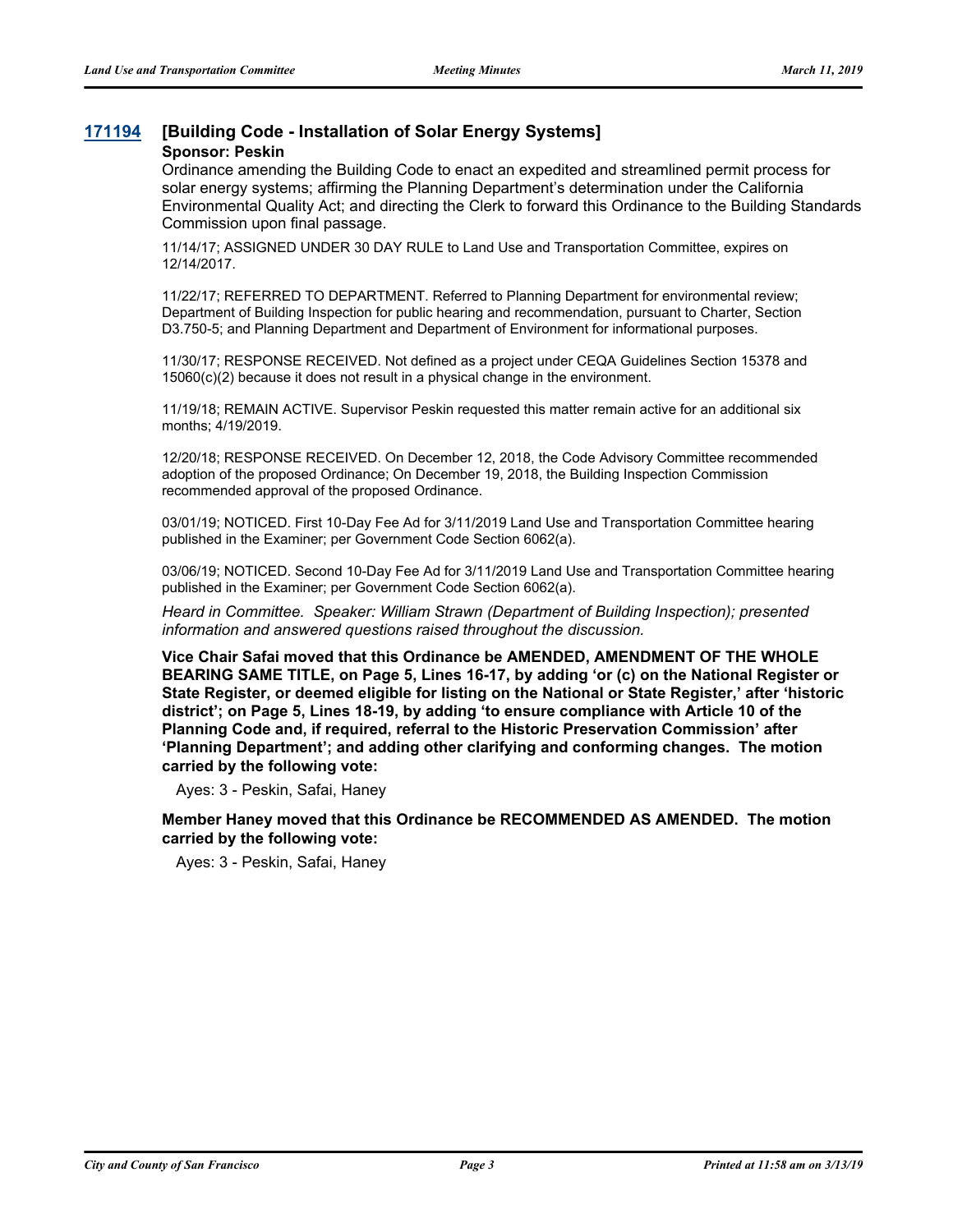## 171194 [Building Code - Installation of Solar Energy Systems]

**Sponsor: Peskin**

Ordinance amending the Building Code to enact an expedited and streamlined permit process for solar energy systems; affirming the Planning Department's determination under the California Environmental Quality Act; and directing the Clerk to forward this Ordinance to the Building Standards Commission upon final passage.

11/14/17; ASSIGNED UNDER 30 DAY RULE to Land Use and Transportation Committee, expires on 12/14/2017.

11/22/17; REFERRED TO DEPARTMENT. Referred to Planning Department for environmental review; Department of Building Inspection for public hearing and recommendation, pursuant to Charter, Section D3.750-5; and Planning Department and Department of Environment for informational purposes.

11/30/17; RESPONSE RECEIVED. Not defined as a project under CEQA Guidelines Section 15378 and 15060(c)(2) because it does not result in a physical change in the environment.

11/19/18; REMAIN ACTIVE. Supervisor Peskin requested this matter remain active for an additional six months; 4/19/2019.

12/20/18; RESPONSE RECEIVED. On December 12, 2018, the Code Advisory Committee recommended adoption of the proposed Ordinance; On December 19, 2018, the Building Inspection Commission recommended approval of the proposed Ordinance.

03/01/19; NOTICED. First 10-Day Fee Ad for 3/11/2019 Land Use and Transportation Committee hearing published in the Examiner; per Government Code Section 6062(a).

03/06/19; NOTICED. Second 10-Day Fee Ad for 3/11/2019 Land Use and Transportation Committee hearing published in the Examiner; per Government Code Section 6062(a).

*Heard in Committee. Speaker: William Strawn (Department of Building Inspection); presented information and answered questions raised throughout the discussion.*

**Vice Chair Safai moved that this Ordinance be AMENDED, AMENDMENT OF THE WHOLE BEARING SAME TITLE, on Page 5, Lines 16-17, by adding 'or (c) on the National Register or State Register, or deemed eligible for listing on the National or State Register,' after 'historic district'; on Page 5, Lines 18-19, by adding 'to ensure compliance with Article 10 of the Planning Code and, if required, referral to the Historic Preservation Commission' after 'Planning Department'; and adding other clarifying and conforming changes. The motion carried by the following vote:**

Ayes: 3 - Peskin, Safai, Haney

**Member Haney moved that this Ordinance be RECOMMENDED AS AMENDED. The motion carried by the following vote:**

Ayes: 3 - Peskin, Safai, Haney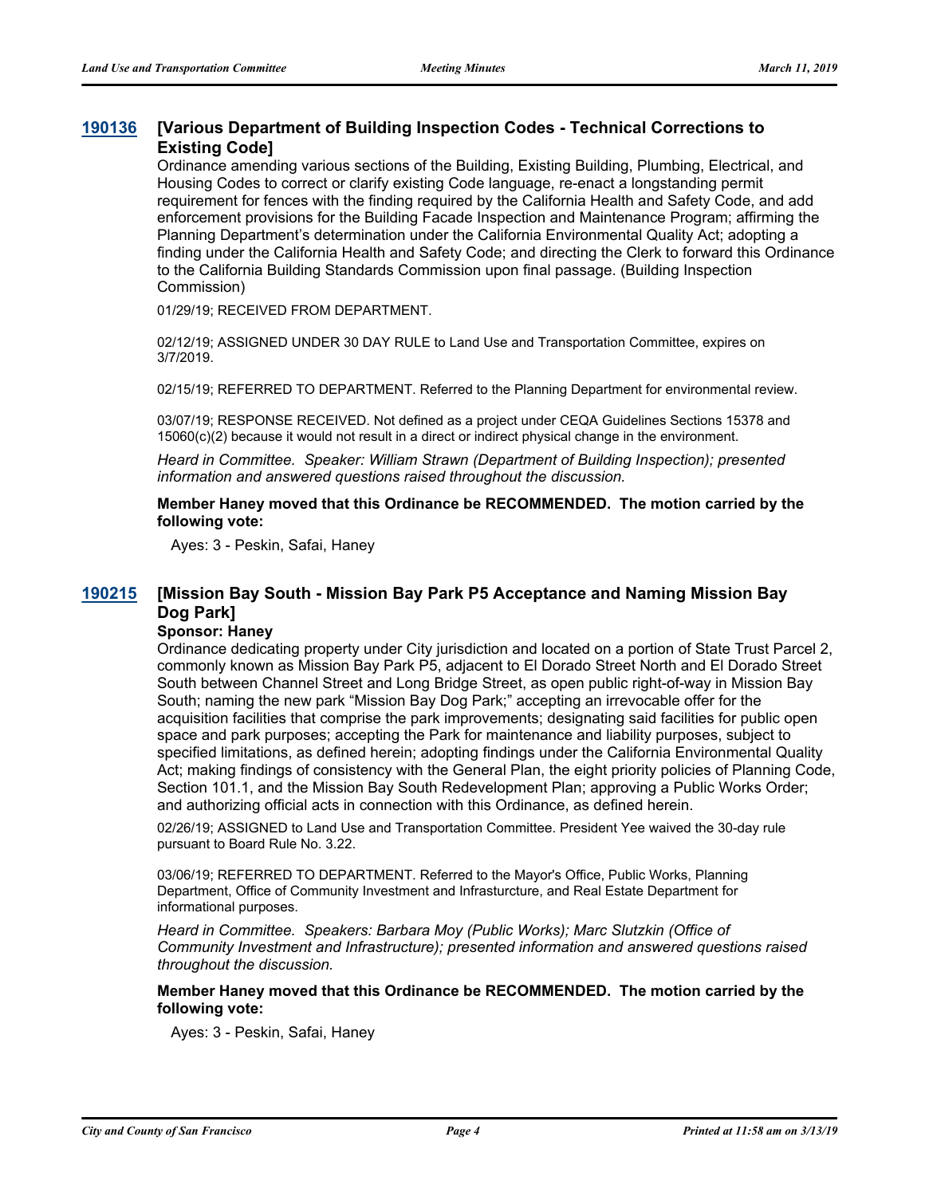## 190136 [Various Department of Building Inspection Codes - Technical Corrections to Existing Code]

Ordinance amending various sections of the Building, Existing Building, Plumbing, Electrical, and Housing Codes to correct or clarify existing Code language, re-enact a longstanding permit requirement for fences with the finding required by the California Health and Safety Code, and add enforcement provisions for the Building Facade Inspection and Maintenance Program; affirming the Planning Department's determination under the California Environmental Quality Act; adopting a finding under the California Health and Safety Code; and directing the Clerk to forward this Ordinance to the California Building Standards Commission upon final passage. (Building Inspection Commission)

01/29/19; RECEIVED FROM DEPARTMENT.

02/12/19; ASSIGNED UNDER 30 DAY RULE to Land Use and Transportation Committee, expires on 3/7/2019.

02/15/19; REFERRED TO DEPARTMENT. Referred to the Planning Department for environmental review.

03/07/19; RESPONSE RECEIVED. Not defined as a project under CEQA Guidelines Sections 15378 and 15060(c)(2) because it would not result in a direct or indirect physical change in the environment.

*Heard in Committee. Speaker: William Strawn (Department of Building Inspection); presented information and answered questions raised throughout the discussion.*

**Member Haney moved that this Ordinance be RECOMMENDED. The motion carried by the following vote:**

Ayes: 3 - Peskin, Safai, Haney

## 190215 [Mission Bay South - Mission Bay Park P5 Acceptance and Naming Mission Bay Dog Park]

**Sponsor: Haney**

Ordinance dedicating property under City jurisdiction and located on a portion of State Trust Parcel 2, commonly known as Mission Bay Park P5, adjacent to El Dorado Street North and El Dorado Street South between Channel Street and Long Bridge Street, as open public right-of-way in Mission Bay South; naming the new park "Mission Bay Dog Park;" accepting an irrevocable offer for the acquisition facilities that comprise the park improvements; designating said facilities for public open space and park purposes; accepting the Park for maintenance and liability purposes, subject to specified limitations, as defined herein; adopting findings under the California Environmental Quality Act; making findings of consistency with the General Plan, the eight priority policies of Planning Code, Section 101.1, and the Mission Bay South Redevelopment Plan; approving a Public Works Order; and authorizing official acts in connection with this Ordinance, as defined herein.

02/26/19; ASSIGNED to Land Use and Transportation Committee. President Yee waived the 30-day rule pursuant to Board Rule No. 3.22.

03/06/19; REFERRED TO DEPARTMENT. Referred to the Mayor's Office, Public Works, Planning Department, Office of Community Investment and Infrasturcture, and Real Estate Department for informational purposes.

*Heard in Committee. Speakers: Barbara Moy (Public Works); Marc Slutzkin (Office of Community Investment and Infrastructure); presented information and answered questions raised throughout the discussion.*

**Member Haney moved that this Ordinance be RECOMMENDED. The motion carried by the following vote:**

Ayes: 3 - Peskin, Safai, Haney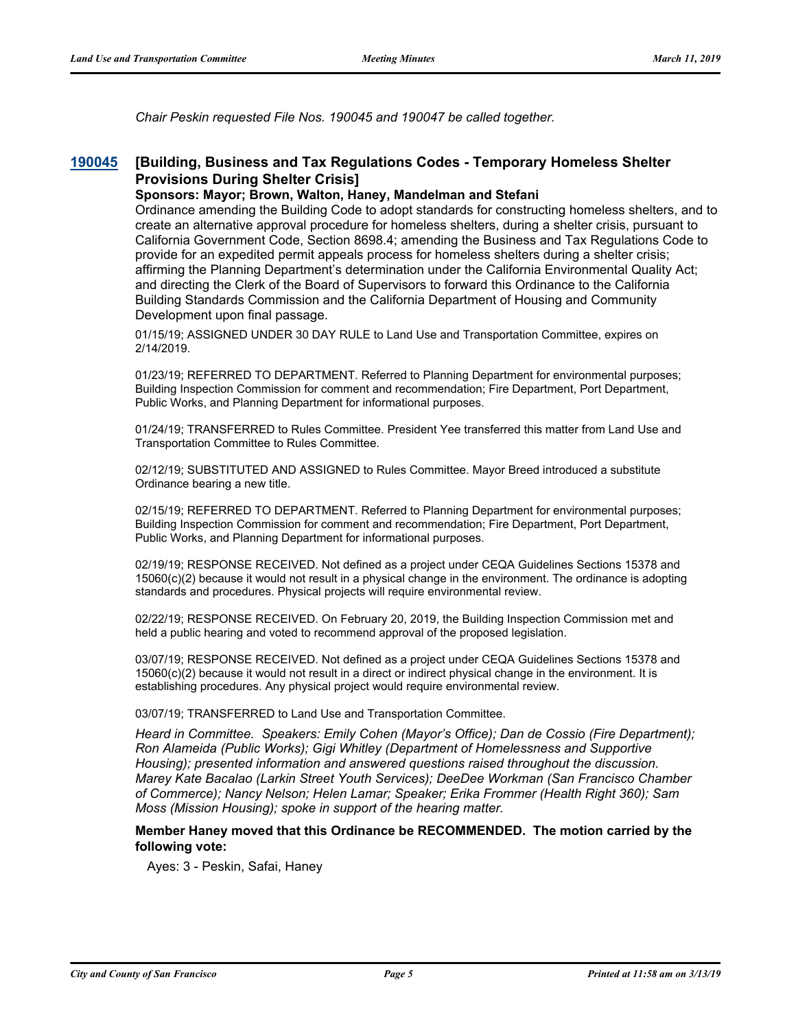*Chair Peskin requested File Nos. 190045 and 190047 be called together.*

## 190045 [Building, Business and Tax Regulations Codes - Temporary Homeless Shelter Provisions During Shelter Crisis]

**Sponsors: Mayor; Brown, Walton, Haney, Mandelman and Stefani**

Ordinance amending the Building Code to adopt standards for constructing homeless shelters, and to create an alternative approval procedure for homeless shelters, during a shelter crisis, pursuant to California Government Code, Section 8698.4; amending the Business and Tax Regulations Code to provide for an expedited permit appeals process for homeless shelters during a shelter crisis; affirming the Planning Department's determination under the California Environmental Quality Act; and directing the Clerk of the Board of Supervisors to forward this Ordinance to the California Building Standards Commission and the California Department of Housing and Community Development upon final passage.

01/15/19; ASSIGNED UNDER 30 DAY RULE to Land Use and Transportation Committee, expires on 2/14/2019.

01/23/19; REFERRED TO DEPARTMENT. Referred to Planning Department for environmental purposes; Building Inspection Commission for comment and recommendation; Fire Department, Port Department, Public Works, and Planning Department for informational purposes.

01/24/19; TRANSFERRED to Rules Committee. President Yee transferred this matter from Land Use and Transportation Committee to Rules Committee.

02/12/19; SUBSTITUTED AND ASSIGNED to Rules Committee. Mayor Breed introduced a substitute Ordinance bearing a new title.

02/15/19; REFERRED TO DEPARTMENT. Referred to Planning Department for environmental purposes; Building Inspection Commission for comment and recommendation; Fire Department, Port Department, Public Works, and Planning Department for informational purposes.

02/19/19; RESPONSE RECEIVED. Not defined as a project under CEQA Guidelines Sections 15378 and 15060(c)(2) because it would not result in a physical change in the environment. The ordinance is adopting standards and procedures. Physical projects will require environmental review.

02/22/19; RESPONSE RECEIVED. On February 20, 2019, the Building Inspection Commission met and held a public hearing and voted to recommend approval of the proposed legislation.

03/07/19; RESPONSE RECEIVED. Not defined as a project under CEQA Guidelines Sections 15378 and 15060(c)(2) because it would not result in a direct or indirect physical change in the environment. It is establishing procedures. Any physical project would require environmental review.

03/07/19; TRANSFERRED to Land Use and Transportation Committee.

*Heard in Committee. Speakers: Emily Cohen (Mayor's Office); Dan de Cossio (Fire Department); Ron Alameida (Public Works); Gigi Whitley (Department of Homelessness and Supportive Housing); presented information and answered questions raised throughout the discussion. Marey Kate Bacalao (Larkin Street Youth Services); DeeDee Workman (San Francisco Chamber of Commerce); Nancy Nelson; Helen Lamar; Speaker; Erika Frommer (Health Right 360); Sam Moss (Mission Housing); spoke in support of the hearing matter.*

**Member Haney moved that this Ordinance be RECOMMENDED. The motion carried by the following vote:**

Ayes: 3 - Peskin, Safai, Haney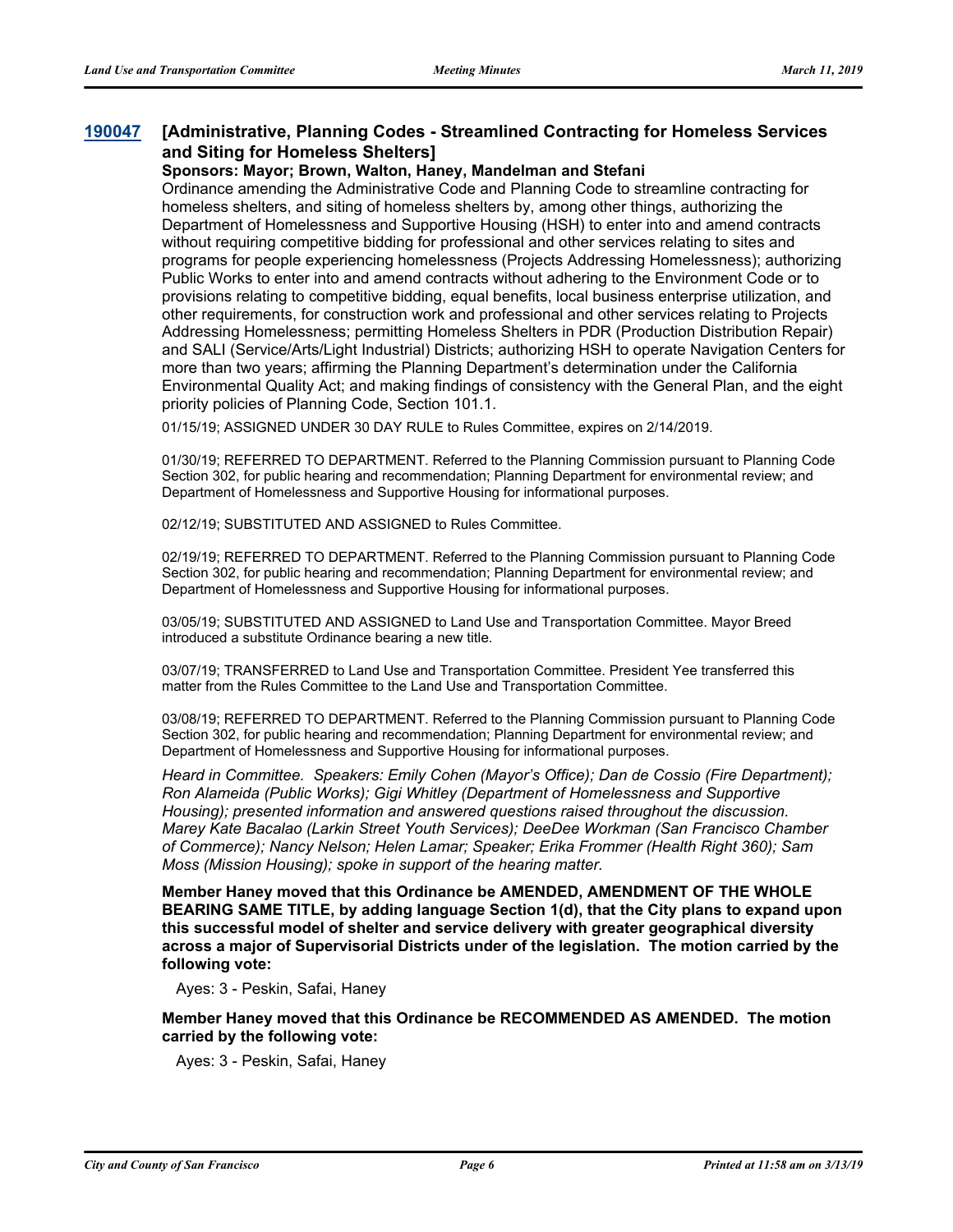### 190047 [Administrative, Planning Codes - Streamlined Contracting for Homeless Services and Siting for Homeless Shelters]

**Sponsors: Mayor; Brown, Walton, Haney, Mandelman and Stefani**

Ordinance amending the Administrative Code and Planning Code to streamline contracting for homeless shelters, and siting of homeless shelters by, among other things, authorizing the Department of Homelessness and Supportive Housing (HSH) to enter into and amend contracts without requiring competitive bidding for professional and other services relating to sites and programs for people experiencing homelessness (Projects Addressing Homelessness); authorizing Public Works to enter into and amend contracts without adhering to the Environment Code or to provisions relating to competitive bidding, equal benefits, local business enterprise utilization, and other requirements, for construction work and professional and other services relating to Projects Addressing Homelessness; permitting Homeless Shelters in PDR (Production Distribution Repair) and SALI (Service/Arts/Light Industrial) Districts; authorizing HSH to operate Navigation Centers for more than two years; affirming the Planning Department's determination under the California Environmental Quality Act; and making findings of consistency with the General Plan, and the eight priority policies of Planning Code, Section 101.1.

01/15/19; ASSIGNED UNDER 30 DAY RULE to Rules Committee, expires on 2/14/2019.

01/30/19; REFERRED TO DEPARTMENT. Referred to the Planning Commission pursuant to Planning Code Section 302, for public hearing and recommendation; Planning Department for environmental review; and Department of Homelessness and Supportive Housing for informational purposes.

02/12/19; SUBSTITUTED AND ASSIGNED to Rules Committee.

02/19/19; REFERRED TO DEPARTMENT. Referred to the Planning Commission pursuant to Planning Code Section 302, for public hearing and recommendation; Planning Department for environmental review; and Department of Homelessness and Supportive Housing for informational purposes.

03/05/19; SUBSTITUTED AND ASSIGNED to Land Use and Transportation Committee. Mayor Breed introduced a substitute Ordinance bearing a new title.

03/07/19; TRANSFERRED to Land Use and Transportation Committee. President Yee transferred this matter from the Rules Committee to the Land Use and Transportation Committee.

03/08/19; REFERRED TO DEPARTMENT. Referred to the Planning Commission pursuant to Planning Code Section 302, for public hearing and recommendation; Planning Department for environmental review; and Department of Homelessness and Supportive Housing for informational purposes.

*Heard in Committee. Speakers: Emily Cohen (Mayor's Office); Dan de Cossio (Fire Department); Ron Alameida (Public Works); Gigi Whitley (Department of Homelessness and Supportive Housing); presented information and answered questions raised throughout the discussion. Marey Kate Bacalao (Larkin Street Youth Services); DeeDee Workman (San Francisco Chamber of Commerce); Nancy Nelson; Helen Lamar; Speaker; Erika Frommer (Health Right 360); Sam Moss (Mission Housing); spoke in support of the hearing matter.*

**Member Haney moved that this Ordinance be AMENDED, AMENDMENT OF THE WHOLE BEARING SAME TITLE, by adding language Section 1(d), that the City plans to expand upon this successful model of shelter and service delivery with greater geographical diversity across a major of Supervisorial Districts under of the legislation. The motion carried by the following vote:**

Ayes: 3 - Peskin, Safai, Haney

**Member Haney moved that this Ordinance be RECOMMENDED AS AMENDED. The motion carried by the following vote:**

Ayes: 3 - Peskin, Safai, Haney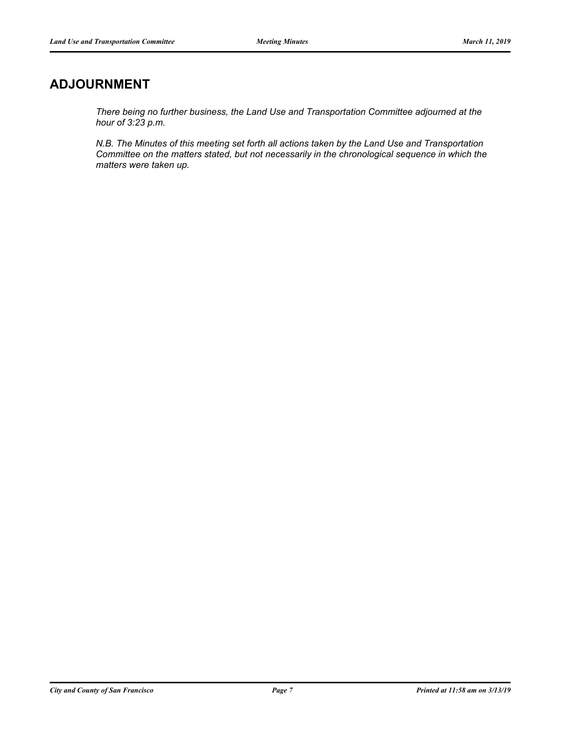## ADJOURNMENT

*There being no further business, the Land Use and Transportation Committee adjourned at the hour of 3:23 p.m.*

*N.B. The Minutes of this meeting set forth all actions taken by the Land Use and Transportation Committee on the matters stated, but not necessarily in the chronological sequence in which the matters were taken up.*